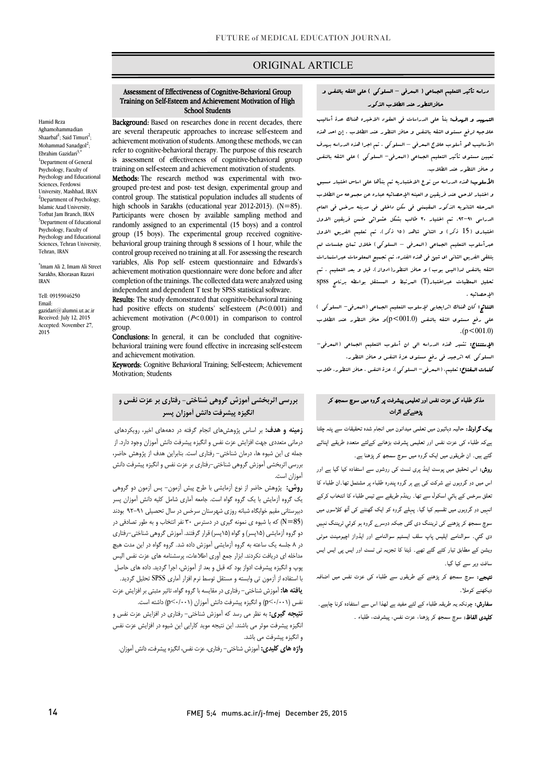# ORIGINAL ARTICLE

## Assessment of Effectiveness of Cognitive-Behavioral Group Training on Self-Esteem and Achievement Motivation of High School Students

Hamid Reza Aghamohammadian Shaarbaf[1]; Said Timuri[2]; Mohammad Sanadgol[2]; Ebrahim Gazidari[3,*]

[1]Department of General Psychology, Faculty of Psychology and Educational Sciences, Ferdowsi University, Mashhad, IRAN

[2]Department of Psychology, Islamic Azad University, Torbat Jam Branch, IRAN

[3]Department of Educational Psychology, Faculty of Psychology and Educational Sciences, Tehran University, Tehran, IRAN

*Imam Ali 2, Imam Ali Street Sarakhs, Khorasan Razavi IRAN

Tell: 09159046250
Email: gazidari@alumni.ut.ac.ir
Received: July 12, 2015
Accepted: November 27, 2015

**Background:** Based on researches done in recent decades, there are several therapeutic approaches to increase self-esteem and achievement motivation of students. Among these methods, we can refer to cognitive-behavioral therapy. The purpose of this research is assessment of effectiveness of cognitive-behavioral group training on self-esteem and achievement motivation of students.

**Methods:** The research method was experimental with two-grouped pre-test and post- test design, experimental group and control group. The statistical population includes all students of high schools in Sarakhs (educational year 2012-2013). (N=85). Participants were chosen by available sampling method and randomly assigned to an experimental (15 boys) and a control group (15 boys). The experimental group received cognitive-behavioral group training through 8 sessions of 1 hour, while the control group received no training at all. For assessing the research variables, Alis Pop self- esteem questionnaire and Edwards's achievement motivation questionnaire were done before and after completion of the trainings. The collected data were analyzed using independent and dependent T test by SPSS statistical software.

**Results:** The study demonstrated that cognitive-behavioral training had positive effects on students' self-esteem ($P$<0.001) and achievement motivation ($P$<0.001) in comparison to control group.

**Conclusions:** In general, it can be concluded that cognitive-behavioral training were found effective in increasing self-esteem and achievement motivation.

**Keywords:** Cognitive Behavioral Training; Self-esteem; Achievement Motivation; Students

## دراسه تأثیر التعلیم الجماعی ( المعرفی – السلوکی ) علی الثقه بالنفس و حافزالتطور عند الطلاب الذکور

**التمهید و الهدف:** بناً علی الدراسات فی العقود الاخیره هناک عدة أسالیب علاجیه لرفع مستوی الثقه بالنفس و حافز التطور عند الطلاب . إن احد هذه الأسالیب هو أسلوب علاج المعرفی – السلوکی . تم اجرا هذه الدراسه بهدف تعیین مستوی تأثیر التعلیم الجماعی (المعرفی- السلوکی ) علی الثقه بالنفس و حافز التطور عند الطلاب.

**الأسلوب:** هذه الدراسه من نوع الاختباریه تم بناًها علی اساس اختبار مسبق و اختبار لاحق عند فریقین و العینه الإحصائیه عباره عن مجموعه من الطلاب المرحله الثانویه الذکور المقیمین فی سکن داخلی فی مدینه سرخس فی العام الدراسی ۹۱-۹۲. تم اختیار ۳۰ طالب بشکل عشوائی ضمن فریقین الاول اختباری (15 ذکر) و الثانی شاهد (۱۵ ذکر). تم تعلیم الفریق الاول عبرأسلوب التعلیم الجماعی (المعرفی – السلوکی) خلال ثمان جلسات لم یتلقی الفریق الثانی ای شیئ فی هذه الفتره. تم تجمیع المعلومات عبراستمارات الثقه بالنفس لد(الیس بوب) و حافز التطور(ادواز)، قبل و بعد التعلیم ، تم تحلیل المعطیات عبراختبار(T) المرتبط و المستقل بواسطه برنامج spss الإحصائیه .

**النتائج:** کان هناک اثرایجابی لإسلوب التعلیم الجماعی (المعرفی- السلوکی ) علی رفع مستوی الثقه بالنفس (p<001.0)و حافز التطور عند الطلاب .(p<001.0)

**الإستنتاج:** تشیر هذه الدراسه الی ان أسلوب التعلیم الجماعی (المعرفی- السلوکی) له اثرجید فی رفع مستوی عزة النفس و حافز التطور.

**کلمات المفتاح:** تعلیم، (المعرفی – السلوکی)، عزة النفس ، حافز التطور، طلاب

## مذکر طلباء کی عزت نفس اور تعلیمی پیشرفت پر گروہ میں سوچ سمجھ کر پڑھنے کے اثرات

**بیک گراونڈ:** حالیہ دہائیوں میں تعلیمی میدانوں میں انجام شدہ تحقیقات سے پتہ چلتا ہےکہ طلباء کی عزت نفس اور تعلیمی پیشرفت بڑھانے کےلئے متعدد طریقے اپنائے گئے ہیں۔ ان طریقوں میں ایک گروہ میں سوچ سمجھ کر پڑھنا ہے۔

**روش:** اس تحقیق میں پوسٹ اینڈ پری ٹسٹ کی روشوں سے استفادہ کیا گيا ہے اور اس میں دو گروہوں نے شرکت کی ہے ہر گروہ پندرہ طلباء پر مشتمل تھا۔ان طلباء کا تعلق سرخس کے ہائي اسکول سے تھا۔ رینڈم طریقے سے تیس طلباء کا انتخاب کرکے انہیں دو گروہوں میں تقسیم کیا گيا۔ پہلے گروہ کو ایک گھنٹے کی آٹھ کلاسوں میں سوچ سمجھ کر پڑھنے کی ٹریننگ دی گئي جبکہ دوسرے گروہ ہو کوئي ٹریننگ نہیں دی گئي۔ سوالنامے ایلیس پاپ سلف ایسٹیم سوالنامے اور ایڈواز اچیومینٹ موٹی ویشن کے مطابق تیار کئے گئے تھے۔ ڈیٹا کا تجزیہ ٹی ٹسٹ اور ایس پی ایس ایس سافٹ ویر سے کیا گيا۔

**نتیجے:** سوچ سمجھ کر پڑھنے کے طریقوں سے طلباء کی عزت نفس میں اضافہ دیکھنے کوملا۔

**سفارش:** چونکہ یہ طریقہ طلباء کے لئے مفید ہے لھذا اس سے استفادہ کرنا چاہیے۔

**کلیدی الفاظ:** سوچ سمجھ کر پڑھنا، عزت نفس، پیشرفت، طلباء ۔

## بررسی اثربخشی آموزش گروهی شناختی- رفتاری بر عزت نفس و انگیزه پیشرفت دانش آموزان پسر

**زمینه و هدف:** بر اساس پژوهش‌های انجام گرفته در دهه‌های اخیر، رویکردهای درمانی متعددی جهت افزایش عزت نفس و انگیزه پیشرفت دانش آموزان وجود دارد. از جمله ی این شیوه ها، درمان شناختی- رفتاری است، بنابراین هدف از پژوهش حاضر، بررسی اثربخشی آموزش گروهی شناختی-رفتاری بر عزت نفس و انگیزه پیشرفت دانش آموزان است.

**روش:** پژوهش حاضر از نوع آزمایشی با طرح پیش آزمون- پس آزمون دو گروهی یک گروه آزمایش با یک گروه گواه است. جامعه آماری شامل کلیه دانش آموزان پسر دبیرستانی مقیم خوابگاه شبانه روزی شهرستان سرخس در سال تحصیلی ۹۱-۹۲ بودند (N=85) که با شیوه ی نمونه گیری در دسترس ۳۰ نفر انتخاب و به طور تصادفی در دو گروه آزمایشی (۱۵پسر) و گواه (۱۵پسر) قرار گرفتند. آموزش گروهی شناختی-رفتاری در ۸ جلسه یک ساعته به گروه آزمایشی آموزش داده شد. گروه گواه در این مدت هیچ مداخله ای دریافت نکردند. ابزار جمع آوری اطلاعات، پرسشنامه های عزت نفس الیس پوپ و انگیزه پیشرفت ادواز بود که قبل و بعد از آموزش، اجرا گردید. داده های حاصل با استفاده از آزمون تی وابسته و مستقل توسط نرم افزار آماری SPSS تحلیل گردید.

**یافته ها:** آموزش شناختی- رفتاری در مقایسه با گروه گواه، تاثیر مثبتی بر افزایش عزت نفس (p<۰/۰۰۱) و انگیزه پیشرفت دانش آموزان (p<۰/۰۰۱) داشته است.

**نتیجه گیری:** به نظر می رسد که آموزش شناختی- رفتاری در افزایش عزت نفس و انگیزه پیشرفت موثر می باشند. این نتیجه موید کارایی این شیوه در افزایش عزت نفس و انگیزه پیشرفت می باشد.

**واژه های کلیدی:** آموزش شناختی- رفتاری، عزت نفس، انگیزه پیشرفت، دانش آموزان.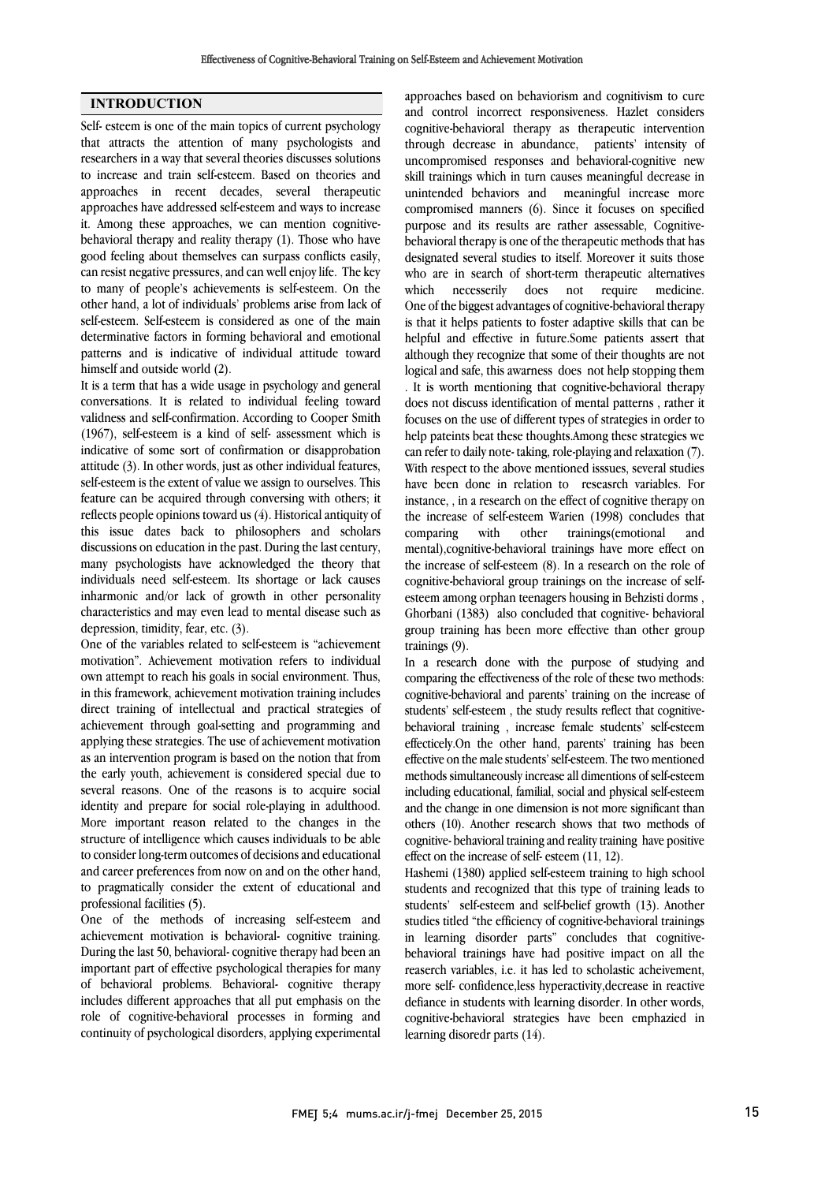## INTRODUCTION

Self- esteem is one of the main topics of current psychology that attracts the attention of many psychologists and researchers in a way that several theories discusses solutions to increase and train self-esteem. Based on theories and approaches in recent decades, several therapeutic approaches have addressed self-esteem and ways to increase it. Among these approaches, we can mention cognitive-behavioral therapy and reality therapy (1). Those who have good feeling about themselves can surpass conflicts easily, can resist negative pressures, and can well enjoy life. The key to many of people's achievements is self-esteem. On the other hand, a lot of individuals' problems arise from lack of self-esteem. Self-esteem is considered as one of the main determinative factors in forming behavioral and emotional patterns and is indicative of individual attitude toward himself and outside world (2).

It is a term that has a wide usage in psychology and general conversations. It is related to individual feeling toward validness and self-confirmation. According to Cooper Smith (1967), self-esteem is a kind of self- assessment which is indicative of some sort of confirmation or disapprobation attitude (3). In other words, just as other individual features, self-esteem is the extent of value we assign to ourselves. This feature can be acquired through conversing with others; it reflects people opinions toward us (4). Historical antiquity of this issue dates back to philosophers and scholars discussions on education in the past. During the last century, many psychologists have acknowledged the theory that individuals need self-esteem. Its shortage or lack causes inharmonic and/or lack of growth in other personality characteristics and may even lead to mental disease such as depression, timidity, fear, etc. (3).

One of the variables related to self-esteem is "achievement motivation". Achievement motivation refers to individual own attempt to reach his goals in social environment. Thus, in this framework, achievement motivation training includes direct training of intellectual and practical strategies of achievement through goal-setting and programming and applying these strategies. The use of achievement motivation as an intervention program is based on the notion that from the early youth, achievement is considered special due to several reasons. One of the reasons is to acquire social identity and prepare for social role-playing in adulthood. More important reason related to the changes in the structure of intelligence which causes individuals to be able to consider long-term outcomes of decisions and educational and career preferences from now on and on the other hand, to pragmatically consider the extent of educational and professional facilities (5).

One of the methods of increasing self-esteem and achievement motivation is behavioral- cognitive training. During the last 50, behavioral- cognitive therapy had been an important part of effective psychological therapies for many of behavioral problems. Behavioral- cognitive therapy includes different approaches that all put emphasis on the role of cognitive-behavioral processes in forming and continuity of psychological disorders, applying experimental approaches based on behaviorism and cognitivism to cure and control incorrect responsiveness. Hazlet considers cognitive-behavioral therapy as therapeutic intervention through decrease in abundance, patients' intensity of uncompromised responses and behavioral-cognitive new skill trainings which in turn causes meaningful decrease in unintended behaviors and meaningful increase more compromised manners (6). Since it focuses on specified purpose and its results are rather assessable, Cognitive-behavioral therapy is one of the therapeutic methods that has designated several studies to itself. Moreover it suits those who are in search of short-term therapeutic alternatives which necesserily does not require medicine. One of the biggest advantages of cognitive-behavioral therapy is that it helps patients to foster adaptive skills that can be helpful and effective in future.Some patients assert that although they recognize that some of their thoughts are not logical and safe, this awarness does not help stopping them . It is worth mentioning that cognitive-behavioral therapy does not discuss identification of mental patterns , rather it focuses on the use of different types of strategies in order to help pateints beat these thoughts.Among these strategies we can refer to daily note- taking, role-playing and relaxation (7).

With respect to the above mentioned isssues, several studies have been done in relation to reseasrch variables. For instance, , in a research on the effect of cognitive therapy on the increase of self-esteem Warien (1998) concludes that comparing with other trainings(emotional and mental),cognitive-behavioral trainings have more effect on the increase of self-esteem (8). In a research on the role of cognitive-behavioral group trainings on the increase of self-esteem among orphan teenagers housing in Behzisti dorms , Ghorbani (1383) also concluded that cognitive- behavioral group training has been more effective than other group trainings (9).

In a research done with the purpose of studying and comparing the effectiveness of the role of these two methods: cognitive-behavioral and parents' training on the increase of students' self-esteem , the study results reflect that cognitive-behavioral training , increase female students' self-esteem effecticely.On the other hand, parents' training has been effective on the male students' self-esteem. The two mentioned methods simultaneously increase all dimentions of self-esteem including educational, familial, social and physical self-esteem and the change in one dimension is not more significant than others (10). Another research shows that two methods of cognitive- behavioral training and reality training have positive effect on the increase of self- esteem (11, 12).

Hashemi (1380) applied self-esteem training to high school students and recognized that this type of training leads to students' self-esteem and self-belief growth (13). Another studies titled "the efficiency of cognitive-behavioral trainings in learning disorder parts" concludes that cognitive-behavioral trainings have had positive impact on all the reaserch variables, i.e. it has led to scholastic acheivement, more self- confidence,less hyperactivity,decrease in reactive defiance in students with learning disorder. In other words, cognitive-behavioral strategies have been emphazied in learning disoredr parts (14).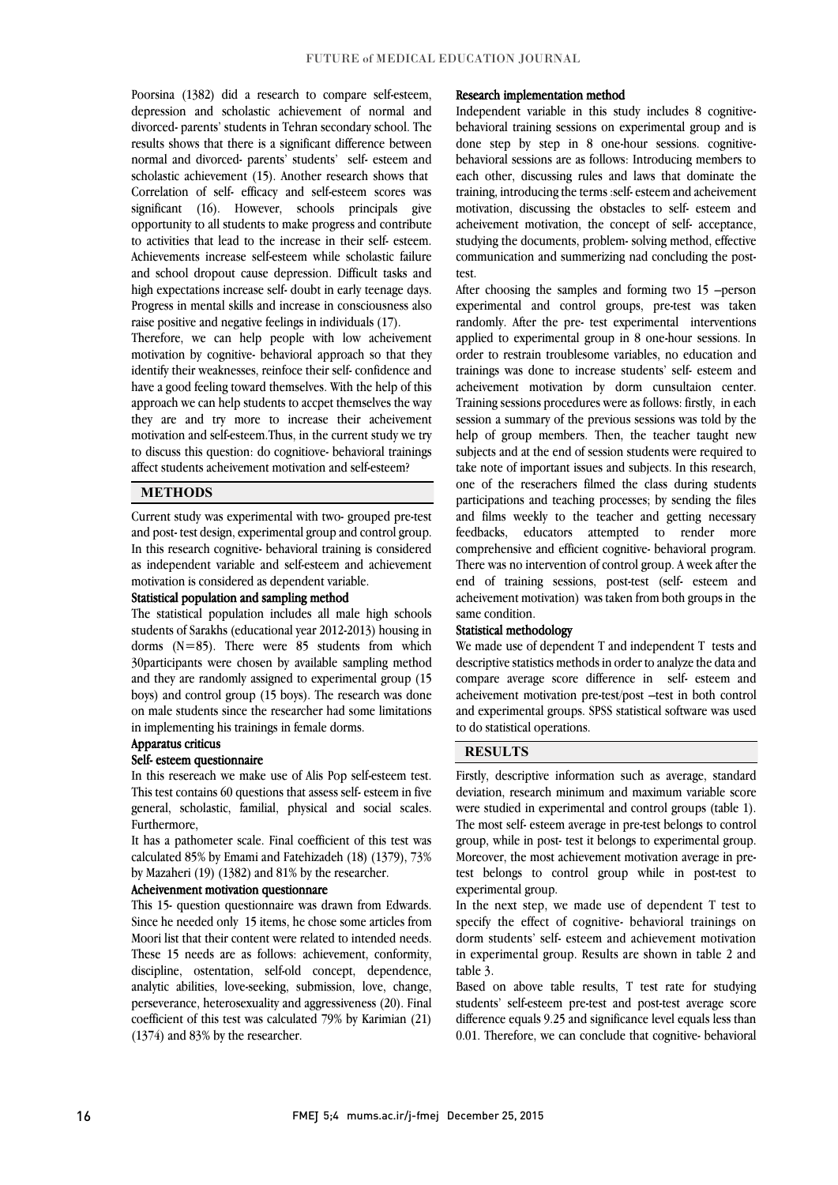Poorsina (1382) did a research to compare self-esteem, depression and scholastic achievement of normal and divorced- parents' students in Tehran secondary school. The results shows that there is a significant difference between normal and divorced- parents' students' self- esteem and scholastic achievement (15). Another research shows that Correlation of self- efficacy and self-esteem scores was significant (16). However, schools principals give opportunity to all students to make progress and contribute to activities that lead to the increase in their self- esteem. Achievements increase self-esteem while scholastic failure and school dropout cause depression. Difficult tasks and high expectations increase self- doubt in early teenage days. Progress in mental skills and increase in consciousness also raise positive and negative feelings in individuals (17).

Therefore, we can help people with low acheivement motivation by cognitive- behavioral approach so that they identify their weaknesses, reinfoce their self- confidence and have a good feeling toward themselves. With the help of this approach we can help students to accpet themselves the way they are and try more to increase their acheivement motivation and self-esteem.Thus, in the current study we try to discuss this question: do cognitiove- behavioral trainings affect students acheivement motivation and self-esteem?

## METHODS

Current study was experimental with two- grouped pre-test and post- test design, experimental group and control group. In this research cognitive- behavioral training is considered as independent variable and self-esteem and achievement motivation is considered as dependent variable.

### Statistical population and sampling method

The statistical population includes all male high schools students of Sarakhs (educational year 2012-2013) housing in dorms (N=85). There were 85 students from which 30participants were chosen by available sampling method and they are randomly assigned to experimental group (15 boys) and control group (15 boys). The research was done on male students since the researcher had some limitations in implementing his trainings in female dorms.

### Apparatus criticus

### Self- esteem questionnaire

In this resereach we make use of Alis Pop self-esteem test. This test contains 60 questions that assess self- esteem in five general, scholastic, familial, physical and social scales. Furthermore,

It has a pathometer scale. Final coefficient of this test was calculated 85% by Emami and Fatehizadeh (18) (1379), 73% by Mazaheri (19) (1382) and 81% by the researcher.

### Acheivenment motivation questionnare

This 15- question questionnaire was drawn from Edwards. Since he needed only 15 items, he chose some articles from Moori list that their content were related to intended needs. These 15 needs are as follows: achievement, conformity, discipline, ostentation, self-old concept, dependence, analytic abilities, love-seeking, submission, love, change, perseverance, heterosexuality and aggressiveness (20). Final coefficient of this test was calculated 79% by Karimian (21) (1374) and 83% by the researcher.

### Research implementation method

Independent variable in this study includes 8 cognitive-behavioral training sessions on experimental group and is done step by step in 8 one-hour sessions. cognitive-behavioral sessions are as follows: Introducing members to each other, discussing rules and laws that dominate the training, introducing the terms :self- esteem and acheivement motivation, discussing the obstacles to self- esteem and acheivement motivation, the concept of self- acceptance, studying the documents, problem- solving method, effective communication and summerizing nad concluding the post-test.

After choosing the samples and forming two 15 –person experimental and control groups, pre-test was taken randomly. After the pre- test experimental interventions applied to experimental group in 8 one-hour sessions. In order to restrain troublesome variables, no education and trainings was done to increase students' self- esteem and acheivement motivation by dorm cunsultaion center. Training sessions procedures were as follows: firstly, in each session a summary of the previous sessions was told by the help of group members. Then, the teacher taught new subjects and at the end of session students were required to take note of important issues and subjects. In this research, one of the reseracher filmed the class during students participations and teaching processes; by sending the files and films weekly to the teacher and getting necessary feedbacks, educators attempted to render more comprehensive and efficient cognitive- behavioral program. There was no intervention of control group. A week after the end of training sessions, post-test (self- esteem and acheivement motivation) was taken from both groups in the same condition.

### Statistical methodology

We made use of dependent T and independent T tests and descriptive statistics methods in order to analyze the data and compare average score difference in self- esteem and acheivement motivation pre-test/post –test in both control and experimental groups. SPSS statistical software was used to do statistical operations.

## RESULTS

Firstly, descriptive information such as average, standard deviation, research minimum and maximum variable score were studied in experimental and control groups (table 1). The most self- esteem average in pre-test belongs to control group, while in post- test it belongs to experimental group. Moreover, the most achievement motivation average in pre-test belongs to control group while in post-test to experimental group.

In the next step, we made use of dependent T test to specify the effect of cognitive- behavioral trainings on dorm students' self- esteem and achievement motivation in experimental group. Results are shown in table 2 and table 3.

Based on above table results, T test rate for studying students' self-esteem pre-test and post-test average score difference equals 9.25 and significance level equals less than 0.01. Therefore, we can conclude that cognitive- behavioral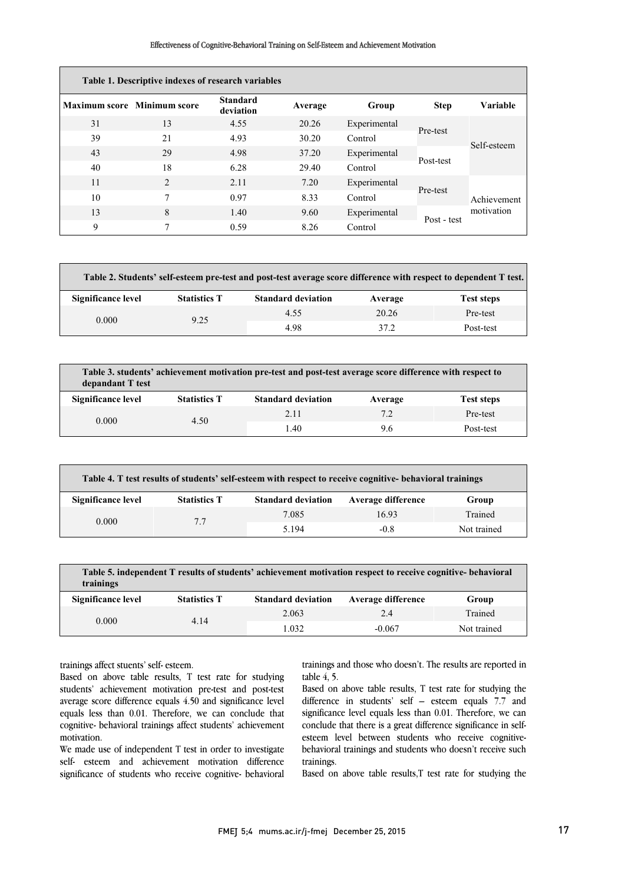**Table 1. Descriptive indexes of research variables**

| Maximum score | Minimum score | Standard deviation | Average | Group | Step | Variable |
|---|---|---|---|---|---|---|
| 31 | 13 | 4.55 | 20.26 | Experimental | Pre-test | Self-esteem |
| 39 | 21 | 4.93 | 30.20 | Control | | |
| 43 | 29 | 4.98 | 37.20 | Experimental | Post-test | |
| 40 | 18 | 6.28 | 29.40 | Control | | |
| 11 | 2 | 2.11 | 7.20 | Experimental | Pre-test | Achievement motivation |
| 10 | 7 | 0.97 | 8.33 | Control | | |
| 13 | 8 | 1.40 | 9.60 | Experimental | Post - test | |
| 9 | 7 | 0.59 | 8.26 | Control | | |

**Table 2. Students' self-esteem pre-test and post-test average score difference with respect to dependent T test.**

| Significance level | Statistics T | Standard deviation | Average | Test steps |
|---|---|---|---|---|
| 0.000 | 9.25 | 4.55 | 20.26 | Pre-test |
| | | 4.98 | 37.2 | Post-test |

**Table 3. students' achievement motivation pre-test and post-test average score difference with respect to depandant T test**

| Significance level | Statistics T | Standard deviation | Average | Test steps |
|---|---|---|---|---|
| 0.000 | 4.50 | 2.11 | 7.2 | Pre-test |
| | | 1.40 | 9.6 | Post-test |

**Table 4. T test results of students' self-esteem with respect to receive cognitive- behavioral trainings**

| Significance level | Statistics T | Standard deviation | Average difference | Group |
|---|---|---|---|---|
| 0.000 | 7.7 | 7.085 | 16.93 | Trained |
| | | 5.194 | -0.8 | Not trained |

**Table 5. independent T results of students' achievement motivation respect to receive cognitive- behavioral trainings**

| Significance level | Statistics T | Standard deviation | Average difference | Group |
|---|---|---|---|---|
| 0.000 | 4.14 | 2.063 | 2.4 | Trained |
| | | 1.032 | -0.067 | Not trained |

trainings affect stuents' self- esteem.

Based on above table results, T test rate for studying students' achievement motivation pre-test and post-test average score difference equals 4.50 and significance level equals less than 0.01. Therefore, we can conclude that cognitive- behavioral trainings affect students' achievement motivation.

We made use of independent T test in order to investigate self- esteem and achievement motivation difference significance of students who receive cognitive- behavioral trainings and those who doesn't. The results are reported in table 4, 5.

Based on above table results, T test rate for studying the difference in students' self – esteem equals 7.7 and significance level equals less than 0.01. Therefore, we can conclude that there is a great difference significance in self-esteem level between students who receive cognitive-behavioral trainings and students who doesn't receive such trainings.

Based on above table results,T test rate for studying the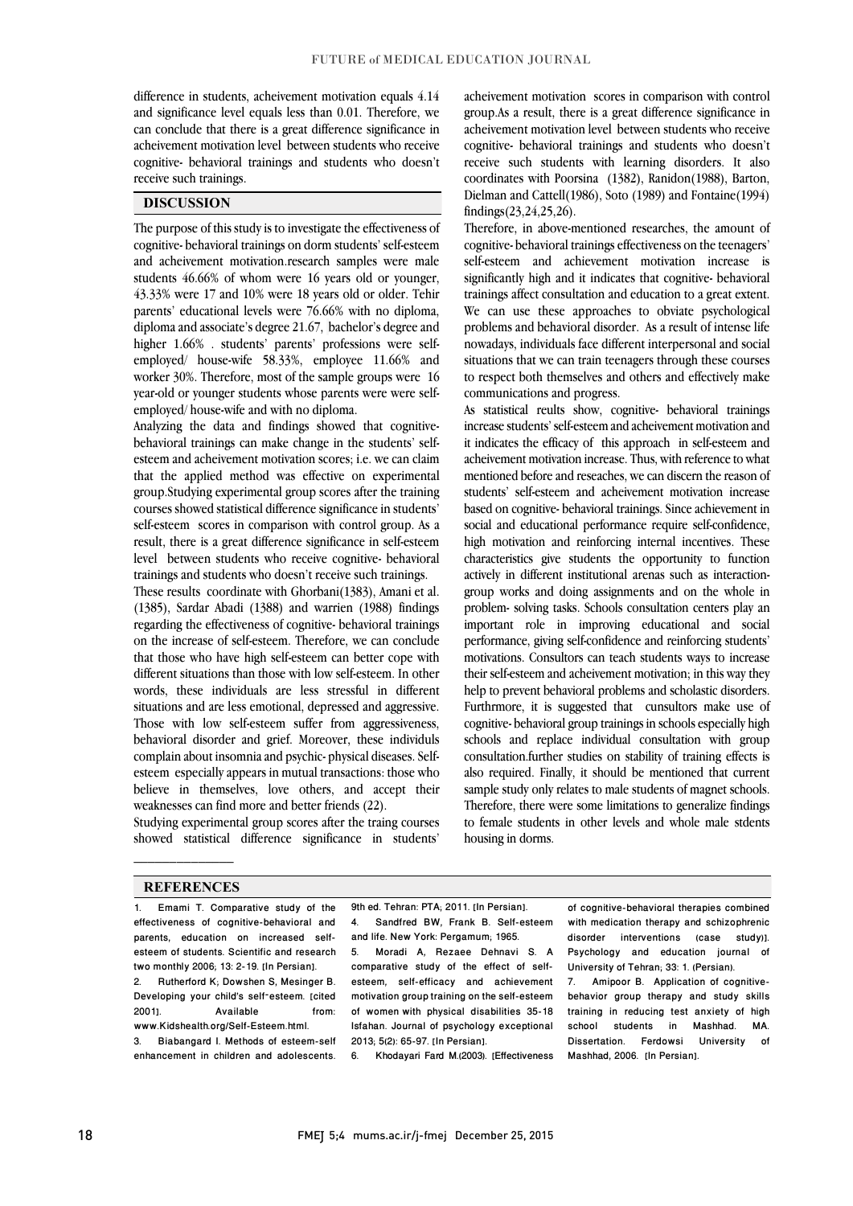difference in students, acheivement motivation equals 4.14 and significance level equals less than 0.01. Therefore, we can conclude that there is a great difference significance in acheivement motivation level between students who receive cognitive- behavioral trainings and students who doesn't receive such trainings.

## DISCUSSION

The purpose of this study is to investigate the effectiveness of cognitive- behavioral trainings on dorm students' self-esteem and acheivement motivation.research samples were male students 46.66% of whom were 16 years old or younger, 43.33% were 17 and 10% were 18 years old or older. Tehir parents' educational levels were 76.66% with no diploma, diploma and associate's degree 21.67, bachelor's degree and higher 1.66% . students' parents' professions were self-employed/ house-wife 58.33%, employee 11.66% and worker 30%. Therefore, most of the sample groups were 16 year-old or younger students whose parents were were self-employed/ house-wife and with no diploma.

Analyzing the data and findings showed that cognitive-behavioral trainings can make change in the students' self-esteem and acheivement motivation scores; i.e. we can claim that the applied method was effective on experimental group.Studying experimental group scores after the training courses showed statistical difference significance in students' self-esteem scores in comparison with control group. As a result, there is a great difference significance in self-esteem level between students who receive cognitive- behavioral trainings and students who doesn't receive such trainings.

These results coordinate with Ghorbani(1383), Amani et al. (1385), Sardar Abadi (1388) and warrien (1988) findings regarding the effectiveness of cognitive- behavioral trainings on the increase of self-esteem. Therefore, we can conclude that those who have high self-esteem can better cope with different situations than those with low self-esteem. In other words, these individuals are less stressful in different situations and are less emotional, depressed and aggressive. Those with low self-esteem suffer from aggressiveness, behavioral disorder and grief. Moreover, these individuls complain about insomnia and psychic- physical diseases. Self-esteem especially appears in mutual transactions: those who believe in themselves, love others, and accept their weaknesses can find more and better friends (22).

Studying experimental group scores after the traing courses showed statistical difference significance in students' acheivement motivation scores in comparison with control group.As a result, there is a great difference significance in acheivement motivation level between students who receive cognitive- behavioral trainings and students who doesn't receive such students with learning disorders. It also coordinates with Poorsina (1382), Ranidon(1988), Barton, Dielman and Cattell(1986), Soto (1989) and Fontaine(1994) findings(23,24,25,26).

Therefore, in above-mentioned researches, the amount of cognitive- behavioral trainings effectiveness on the teenagers' self-esteem and achievement motivation increase is significantly high and it indicates that cognitive- behavioral trainings affect consultation and education to a great extent. We can use these approaches to obviate psychological problems and behavioral disorder. As a result of intense life nowadays, individuals face different interpersonal and social situations that we can train teenagers through these courses to respect both themselves and others and effectively make communications and progress.

As statistical reults show, cognitive- behavioral trainings increase students' self-esteem and acheivement motivation and it indicates the efficacy of this approach in self-esteem and acheivement motivation increase. Thus, with reference to what mentioned before and reseaches, we can discern the reason of students' self-esteem and acheivement motivation increase based on cognitive- behavioral trainings. Since achievement in social and educational performance require self-confidence, high motivation and reinforcing internal incentives. These characteristics give students the opportunity to function actively in different institutional arenas such as interaction-group works and doing assignments and on the whole in problem- solving tasks. Schools consultation centers play an important role in improving educational and social performance, giving self-confidence and reinforcing students' motivations. Consultors can teach students ways to increase their self-esteem and acheivement motivation; in this way they help to prevent behavioral problems and scholastic disorders. Furthrmore, it is suggested that cunsultors make use of cognitive- behavioral group trainings in schools especially high schools and replace individual consultation with group consultation.further studies on stability of training effects is also required. Finally, it should be mentioned that current sample study only relates to male students of magnet schools. Therefore, there were some limitations to generalize findings to female students in other levels and whole male stdents housing in dorms.

## REFERENCES

1. Emami T. Comparative study of the effectiveness of cognitive-behavioral and parents, education on increased self-esteem of students. Scientific and research two monthly 2006; 13: 2-19. [In Persian].
2. Rutherford K; Dowshen S, Mesinger B. Developing your child's self-esteem. [cited 2001]. Available from: www.Kidshealth.org/Self-Esteem.html.
3. Biabangard I. Methods of esteem-self enhancement in children and adolescents. 9th ed. Tehran: PTA; 2011. [In Persian].
4. Sandfred BW, Frank B. Self-esteem and life. New York: Pergamum; 1965.
5. Moradi A, Rezaee Dehnavi S. A comparative study of the effect of self-esteem, self-efficacy and achievement motivation group training on the self-esteem of women with physical disabilities 35-18 Isfahan. Journal of psychology exceptional 2013; 5(2): 65-97. [In Persian].
6. Khodayari Fard M.(2003). [Effectiveness of cognitive-behavioral therapies combined with medication therapy and schizophrenic disorder interventions (case study)]. Psychology and education journal of University of Tehran; 33: 1. (Persian).
7. Amipoor B. Application of cognitive-behavior group therapy and study skills training in reducing test anxiety of high school students in Mashhad. MA. Dissertation. Ferdowsi University of Mashhad, 2006. [In Persian].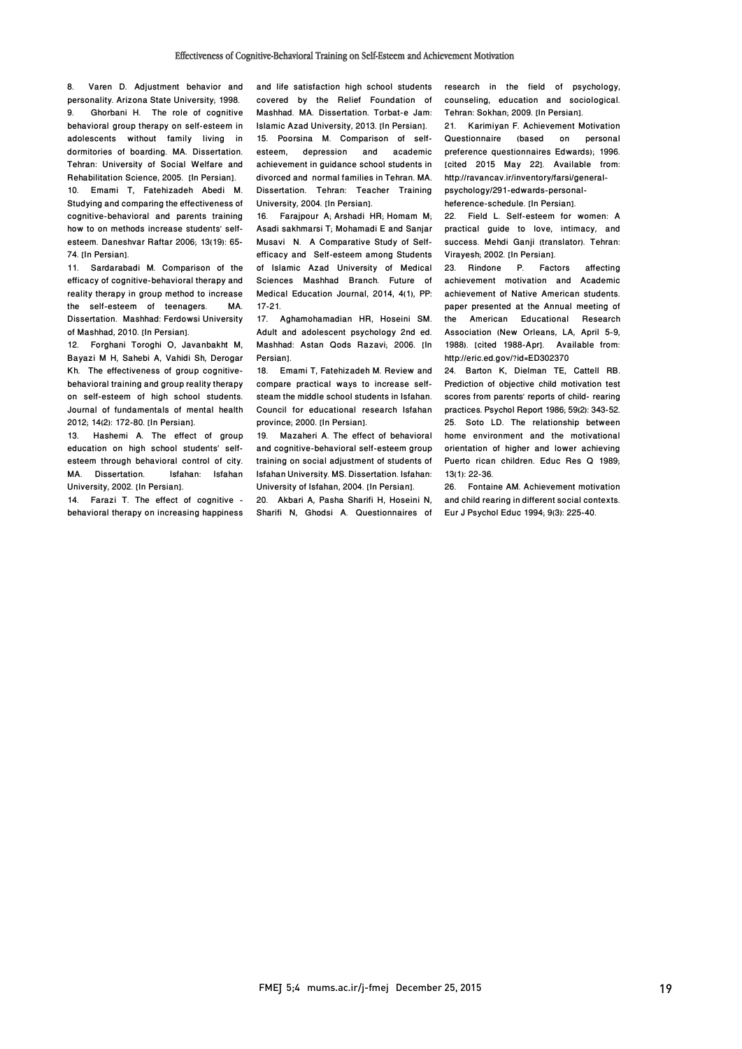8. Varen D. Adjustment behavior and personality. Arizona State University; 1998.

9. Ghorbani H. The role of cognitive behavioral group therapy on self-esteem in adolescents without family living in dormitories of boarding. MA. Dissertation. Tehran: University of Social Welfare and Rehabilitation Science, 2005. [In Persian].

10. Emami T, Fatehizadeh Abedi M. Studying and comparing the effectiveness of cognitive-behavioral and parents training how to on methods increase students' self-esteem. Daneshvar Raftar 2006; 13(19): 65-74. [In Persian].

11. Sardarabadi M. Comparison of the efficacy of cognitive-behavioral therapy and reality therapy in group method to increase the self-esteem of teenagers. MA. Dissertation. Mashhad: Ferdowsi University of Mashhad, 2010. [In Persian].

12. Forghani Toroghi O, Javanbakht M, Bayazi M H, Sahebi A, Vahidi Sh, Derogar Kh. The effectiveness of group cognitive-behavioral training and group reality therapy on self-esteem of high school students. Journal of fundamentals of mental health 2012; 14(2): 172-80. [In Persian].

13. Hashemi A. The effect of group education on high school students' self-esteem through behavioral control of city. MA. Dissertation. Isfahan: Isfahan University, 2002. [In Persian].

14. Farazi T. The effect of cognitive - behavioral therapy on increasing happiness and life satisfaction high school students covered by the Relief Foundation of Mashhad. MA. Dissertation. Torbat-e Jam: Islamic Azad University, 2013. [In Persian].

15. Poorsina M. Comparison of self-esteem, depression and academic achievement in guidance school students in divorced and normal families in Tehran. MA. Dissertation. Tehran: Teacher Training University, 2004. [In Persian].

16. Farajpour A; Arshadi HR; Homam M; Asadi sakhmarsi T; Mohamadi E and Sanjar Musavi N. A Comparative Study of Self-efficacy and Self-esteem among Students of Islamic Azad University of Medical Sciences Mashhad Branch. Future of Medical Education Journal, 2014, 4(1), PP: 17-21.

17. Aghamohamadian HR, Hoseini SM. Adult and adolescent psychology 2nd ed. Mashhad: Astan Qods Razavi; 2006. [In Persian].

18. Emami T, Fatehizadeh M. Review and compare practical ways to increase self-steam the middle school students in Isfahan. Council for educational research Isfahan province; 2000. [In Persian].

19. Mazaheri A. The effect of behavioral and cognitive-behavioral self-esteem group training on social adjustment of students of Isfahan University. MS. Dissertation. Isfahan: University of Isfahan, 2004. [In Persian].

20. Akbari A, Pasha Sharifi H, Hoseini N, Sharifi N, Ghodsi A. Questionnaires of research in the field of psychology, counseling, education and sociological. Tehran: Sokhan; 2009. [In Persian].

21. Karimiyan F. Achievement Motivation Questionnaire (based on personal preference questionnaires Edwards); 1996. [cited 2015 May 22]. Available from: http://ravancav.ir/inventory/farsi/general-psychology/291-edwards-personal-heference-schedule. [In Persian].

22. Field L. Self-esteem for women: A practical guide to love, intimacy, and success. Mehdi Ganji (translator). Tehran: Virayesh; 2002. [In Persian].

23. Rindone P. Factors affecting achievement motivation and Academic achievement of Native American students. paper presented at the Annual meeting of the American Educational Research Association (New Orleans, LA, April 5-9, 1988). [cited 1988-Apr]. Available from: http://eric.ed.gov/?id=ED302370

24. Barton K, Dielman TE, Cattell RB. Prediction of objective child motivation test scores from parents' reports of child- rearing practices. Psychol Report 1986; 59(2): 343-52.

25. Soto LD. The relationship between home environment and the motivational orientation of higher and lower achieving Puerto rican children. Educ Res Q 1989; 13(1): 22-36.

26. Fontaine AM. Achievement motivation and child rearing in different social contexts. Eur J Psychol Educ 1994; 9(3): 225-40.